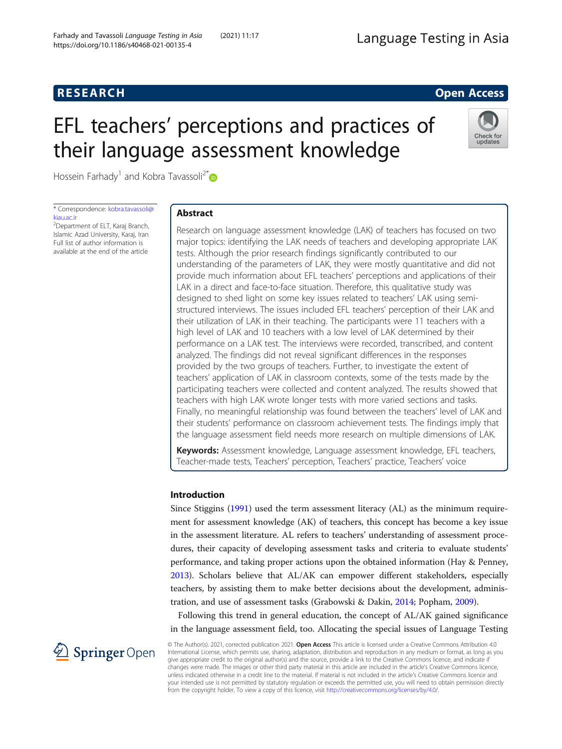RESEARCH

Open Access

# EFL teachers' perceptions and practices of their language assessment knowledge

Hossein Farhady[1] and Kobra Tavassoli[2*]

\* Correspondence: kobra.tavassoli@kiau.ac.ir
[2]Department of ELT, Karaj Branch, Islamic Azad University, Karaj, Iran
Full list of author information is available at the end of the article

## Abstract

Research on language assessment knowledge (LAK) of teachers has focused on two major topics: identifying the LAK needs of teachers and developing appropriate LAK tests. Although the prior research findings significantly contributed to our understanding of the parameters of LAK, they were mostly quantitative and did not provide much information about EFL teachers' perceptions and applications of their LAK in a direct and face-to-face situation. Therefore, this qualitative study was designed to shed light on some key issues related to teachers' LAK using semi-structured interviews. The issues included EFL teachers' perception of their LAK and their utilization of LAK in their teaching. The participants were 11 teachers with a high level of LAK and 10 teachers with a low level of LAK determined by their performance on a LAK test. The interviews were recorded, transcribed, and content analyzed. The findings did not reveal significant differences in the responses provided by the two groups of teachers. Further, to investigate the extent of teachers' application of LAK in classroom contexts, some of the tests made by the participating teachers were collected and content analyzed. The results showed that teachers with high LAK wrote longer tests with more varied sections and tasks. Finally, no meaningful relationship was found between the teachers' level of LAK and their students' performance on classroom achievement tests. The findings imply that the language assessment field needs more research on multiple dimensions of LAK.

**Keywords:** Assessment knowledge, Language assessment knowledge, EFL teachers, Teacher-made tests, Teachers' perception, Teachers' practice, Teachers' voice

## Introduction

Since Stiggins (1991) used the term assessment literacy (AL) as the minimum requirement for assessment knowledge (AK) of teachers, this concept has become a key issue in the assessment literature. AL refers to teachers' understanding of assessment procedures, their capacity of developing assessment tasks and criteria to evaluate students' performance, and taking proper actions upon the obtained information (Hay & Penney, 2013). Scholars believe that AL/AK can empower different stakeholders, especially teachers, by assisting them to make better decisions about the development, administration, and use of assessment tasks (Grabowski & Dakin, 2014; Popham, 2009).

Following this trend in general education, the concept of AL/AK gained significance in the language assessment field, too. Allocating the special issues of Language Testing

© The Author(s). 2021, corrected publication 2021. **Open Access** This article is licensed under a Creative Commons Attribution 4.0 International License, which permits use, sharing, adaptation, distribution and reproduction in any medium or format, as long as you give appropriate credit to the original author(s) and the source, provide a link to the Creative Commons licence, and indicate if changes were made. The images or other third party material in this article are included in the article's Creative Commons licence, unless indicated otherwise in a credit line to the material. If material is not included in the article's Creative Commons licence and your intended use is not permitted by statutory regulation or exceeds the permitted use, you will need to obtain permission directly from the copyright holder. To view a copy of this licence, visit http://creativecommons.org/licenses/by/4.0/.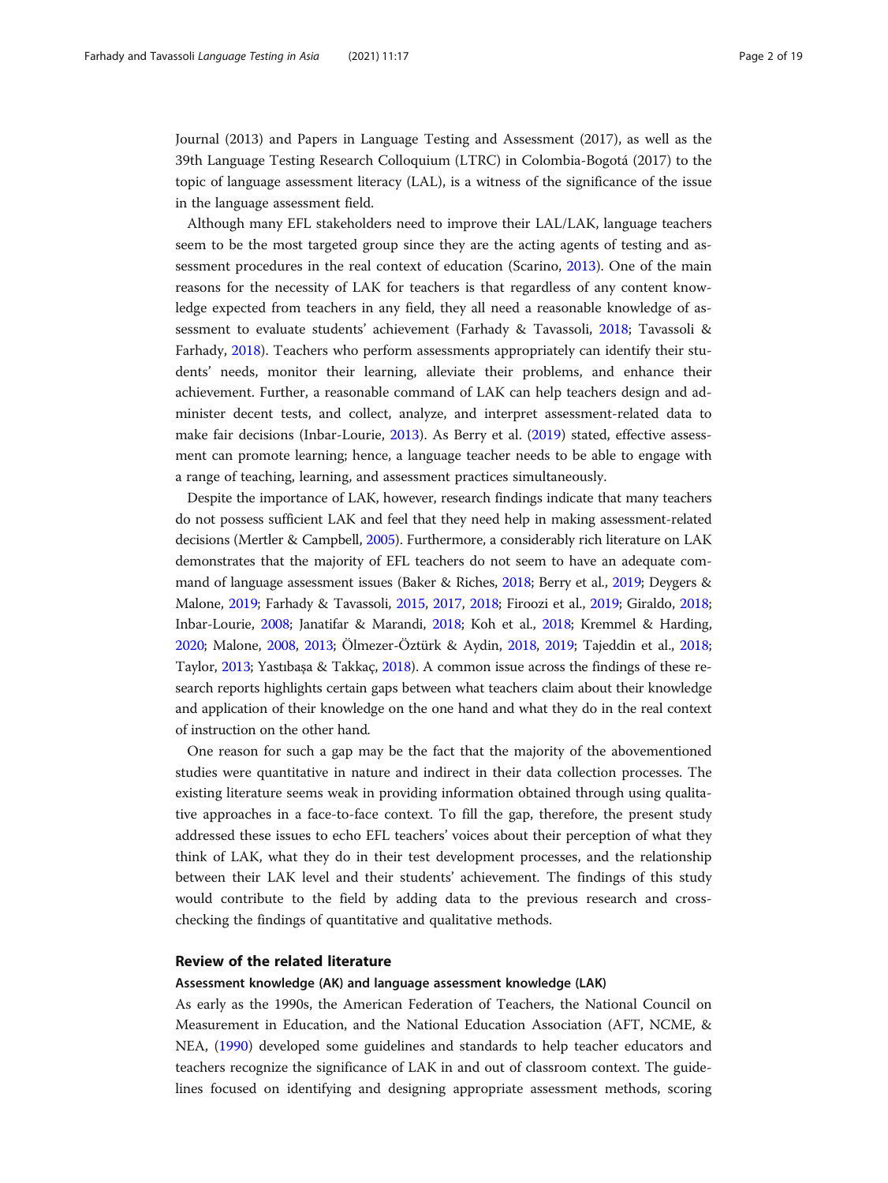Journal (2013) and Papers in Language Testing and Assessment (2017), as well as the 39th Language Testing Research Colloquium (LTRC) in Colombia-Bogotá (2017) to the topic of language assessment literacy (LAL), is a witness of the significance of the issue in the language assessment field.

Although many EFL stakeholders need to improve their LAL/LAK, language teachers seem to be the most targeted group since they are the acting agents of testing and assessment procedures in the real context of education (Scarino, 2013). One of the main reasons for the necessity of LAK for teachers is that regardless of any content knowledge expected from teachers in any field, they all need a reasonable knowledge of assessment to evaluate students' achievement (Farhady & Tavassoli, 2018; Tavassoli & Farhady, 2018). Teachers who perform assessments appropriately can identify their students' needs, monitor their learning, alleviate their problems, and enhance their achievement. Further, a reasonable command of LAK can help teachers design and administer decent tests, and collect, analyze, and interpret assessment-related data to make fair decisions (Inbar-Lourie, 2013). As Berry et al. (2019) stated, effective assessment can promote learning; hence, a language teacher needs to be able to engage with a range of teaching, learning, and assessment practices simultaneously.

Despite the importance of LAK, however, research findings indicate that many teachers do not possess sufficient LAK and feel that they need help in making assessment-related decisions (Mertler & Campbell, 2005). Furthermore, a considerably rich literature on LAK demonstrates that the majority of EFL teachers do not seem to have an adequate command of language assessment issues (Baker & Riches, 2018; Berry et al., 2019; Deygers & Malone, 2019; Farhady & Tavassoli, 2015, 2017, 2018; Firoozi et al., 2019; Giraldo, 2018; Inbar-Lourie, 2008; Janatifar & Marandi, 2018; Koh et al., 2018; Kremmel & Harding, 2020; Malone, 2008, 2013; Ölmezer-Öztürk & Aydin, 2018, 2019; Tajeddin et al., 2018; Taylor, 2013; Yastıbaşa & Takkaç, 2018). A common issue across the findings of these research reports highlights certain gaps between what teachers claim about their knowledge and application of their knowledge on the one hand and what they do in the real context of instruction on the other hand.

One reason for such a gap may be the fact that the majority of the abovementioned studies were quantitative in nature and indirect in their data collection processes. The existing literature seems weak in providing information obtained through using qualitative approaches in a face-to-face context. To fill the gap, therefore, the present study addressed these issues to echo EFL teachers' voices about their perception of what they think of LAK, what they do in their test development processes, and the relationship between their LAK level and their students' achievement. The findings of this study would contribute to the field by adding data to the previous research and cross-checking the findings of quantitative and qualitative methods.

## Review of the related literature

### Assessment knowledge (AK) and language assessment knowledge (LAK)

As early as the 1990s, the American Federation of Teachers, the National Council on Measurement in Education, and the National Education Association (AFT, NCME, & NEA, (1990) developed some guidelines and standards to help teacher educators and teachers recognize the significance of LAK in and out of classroom context. The guidelines focused on identifying and designing appropriate assessment methods, scoring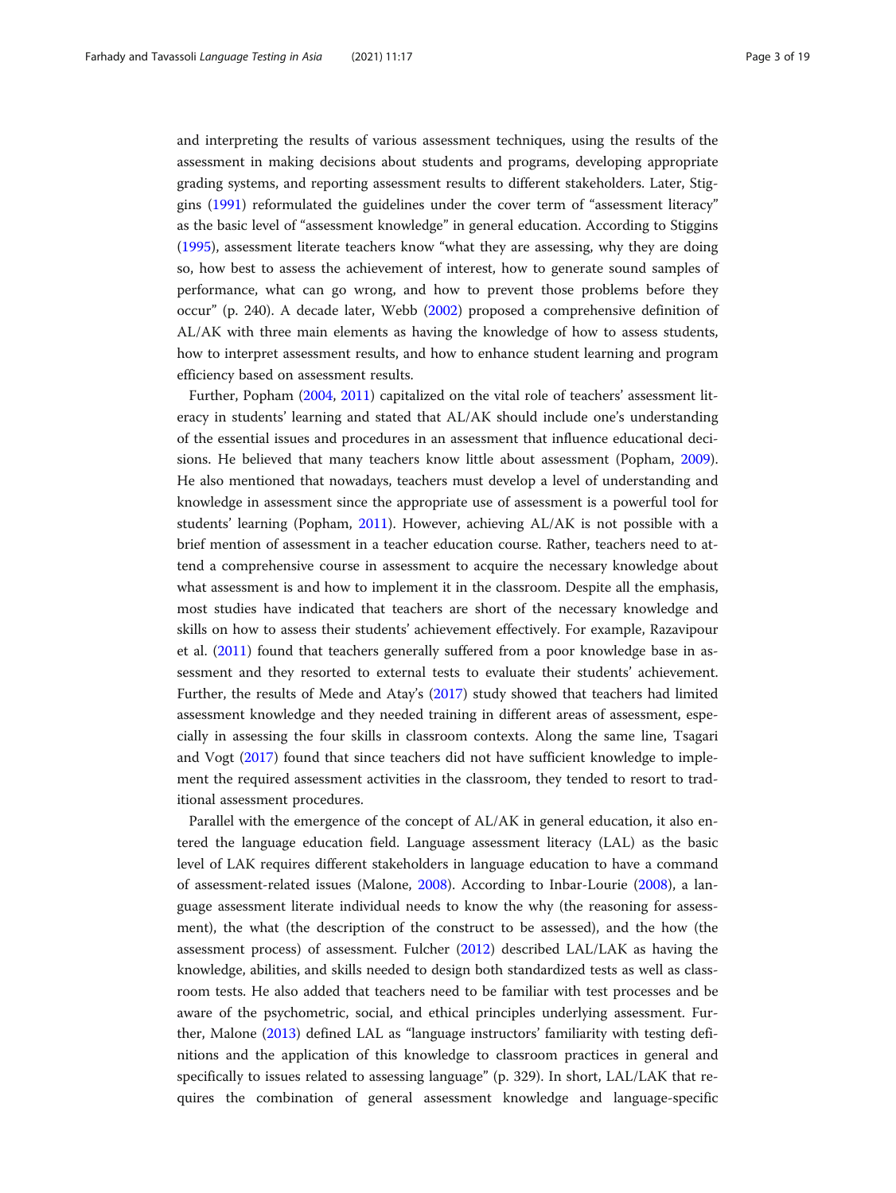and interpreting the results of various assessment techniques, using the results of the assessment in making decisions about students and programs, developing appropriate grading systems, and reporting assessment results to different stakeholders. Later, Stiggins (1991) reformulated the guidelines under the cover term of "assessment literacy" as the basic level of "assessment knowledge" in general education. According to Stiggins (1995), assessment literate teachers know "what they are assessing, why they are doing so, how best to assess the achievement of interest, how to generate sound samples of performance, what can go wrong, and how to prevent those problems before they occur" (p. 240). A decade later, Webb (2002) proposed a comprehensive definition of AL/AK with three main elements as having the knowledge of how to assess students, how to interpret assessment results, and how to enhance student learning and program efficiency based on assessment results.

Further, Popham (2004, 2011) capitalized on the vital role of teachers' assessment literacy in students' learning and stated that AL/AK should include one's understanding of the essential issues and procedures in an assessment that influence educational decisions. He believed that many teachers know little about assessment (Popham, 2009). He also mentioned that nowadays, teachers must develop a level of understanding and knowledge in assessment since the appropriate use of assessment is a powerful tool for students' learning (Popham, 2011). However, achieving AL/AK is not possible with a brief mention of assessment in a teacher education course. Rather, teachers need to attend a comprehensive course in assessment to acquire the necessary knowledge about what assessment is and how to implement it in the classroom. Despite all the emphasis, most studies have indicated that teachers are short of the necessary knowledge and skills on how to assess their students' achievement effectively. For example, Razavipour et al. (2011) found that teachers generally suffered from a poor knowledge base in assessment and they resorted to external tests to evaluate their students' achievement. Further, the results of Mede and Atay's (2017) study showed that teachers had limited assessment knowledge and they needed training in different areas of assessment, especially in assessing the four skills in classroom contexts. Along the same line, Tsagari and Vogt (2017) found that since teachers did not have sufficient knowledge to implement the required assessment activities in the classroom, they tended to resort to traditional assessment procedures.

Parallel with the emergence of the concept of AL/AK in general education, it also entered the language education field. Language assessment literacy (LAL) as the basic level of LAK requires different stakeholders in language education to have a command of assessment-related issues (Malone, 2008). According to Inbar-Lourie (2008), a language assessment literate individual needs to know the why (the reasoning for assessment), the what (the description of the construct to be assessed), and the how (the assessment process) of assessment. Fulcher (2012) described LAL/LAK as having the knowledge, abilities, and skills needed to design both standardized tests as well as classroom tests. He also added that teachers need to be familiar with test processes and be aware of the psychometric, social, and ethical principles underlying assessment. Further, Malone (2013) defined LAL as "language instructors' familiarity with testing definitions and the application of this knowledge to classroom practices in general and specifically to issues related to assessing language" (p. 329). In short, LAL/LAK that requires the combination of general assessment knowledge and language-specific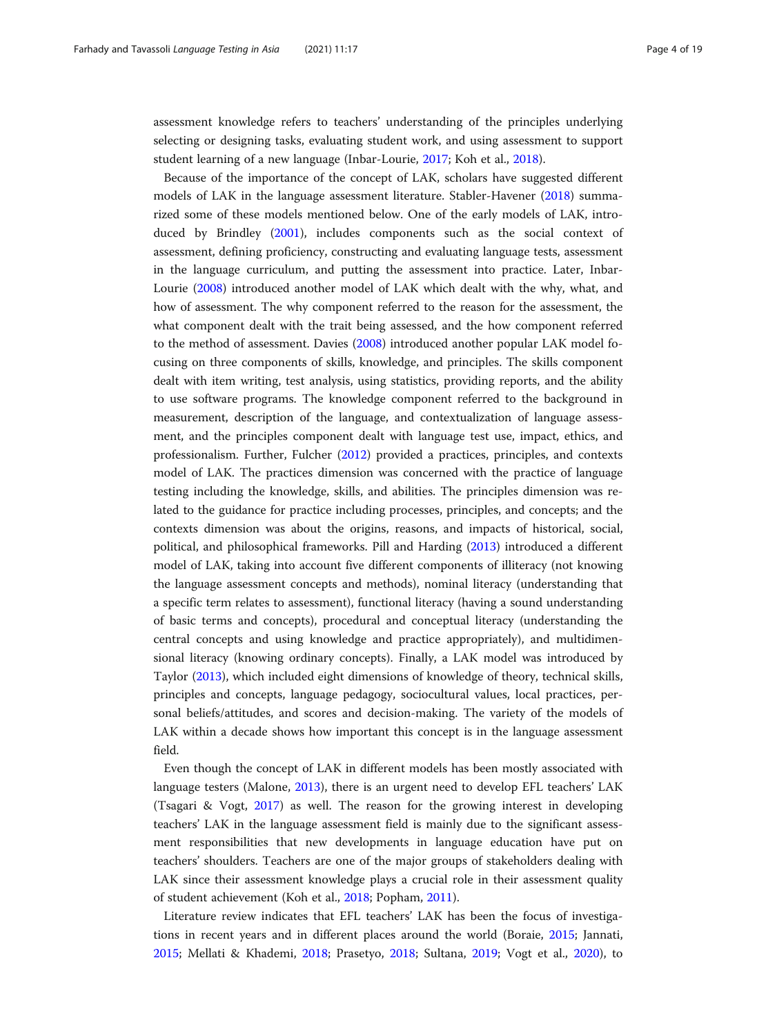assessment knowledge refers to teachers' understanding of the principles underlying selecting or designing tasks, evaluating student work, and using assessment to support student learning of a new language (Inbar-Lourie, 2017; Koh et al., 2018).

Because of the importance of the concept of LAK, scholars have suggested different models of LAK in the language assessment literature. Stabler-Havener (2018) summarized some of these models mentioned below. One of the early models of LAK, introduced by Brindley (2001), includes components such as the social context of assessment, defining proficiency, constructing and evaluating language tests, assessment in the language curriculum, and putting the assessment into practice. Later, Inbar-Lourie (2008) introduced another model of LAK which dealt with the why, what, and how of assessment. The why component referred to the reason for the assessment, the what component dealt with the trait being assessed, and the how component referred to the method of assessment. Davies (2008) introduced another popular LAK model focusing on three components of skills, knowledge, and principles. The skills component dealt with item writing, test analysis, using statistics, providing reports, and the ability to use software programs. The knowledge component referred to the background in measurement, description of the language, and contextualization of language assessment, and the principles component dealt with language test use, impact, ethics, and professionalism. Further, Fulcher (2012) provided a practices, principles, and contexts model of LAK. The practices dimension was concerned with the practice of language testing including the knowledge, skills, and abilities. The principles dimension was related to the guidance for practice including processes, principles, and concepts; and the contexts dimension was about the origins, reasons, and impacts of historical, social, political, and philosophical frameworks. Pill and Harding (2013) introduced a different model of LAK, taking into account five different components of illiteracy (not knowing the language assessment concepts and methods), nominal literacy (understanding that a specific term relates to assessment), functional literacy (having a sound understanding of basic terms and concepts), procedural and conceptual literacy (understanding the central concepts and using knowledge and practice appropriately), and multidimensional literacy (knowing ordinary concepts). Finally, a LAK model was introduced by Taylor (2013), which included eight dimensions of knowledge of theory, technical skills, principles and concepts, language pedagogy, sociocultural values, local practices, personal beliefs/attitudes, and scores and decision-making. The variety of the models of LAK within a decade shows how important this concept is in the language assessment field.

Even though the concept of LAK in different models has been mostly associated with language testers (Malone, 2013), there is an urgent need to develop EFL teachers' LAK (Tsagari & Vogt, 2017) as well. The reason for the growing interest in developing teachers' LAK in the language assessment field is mainly due to the significant assessment responsibilities that new developments in language education have put on teachers' shoulders. Teachers are one of the major groups of stakeholders dealing with LAK since their assessment knowledge plays a crucial role in their assessment quality of student achievement (Koh et al., 2018; Popham, 2011).

Literature review indicates that EFL teachers' LAK has been the focus of investigations in recent years and in different places around the world (Boraie, 2015; Jannati, 2015; Mellati & Khademi, 2018; Prasetyo, 2018; Sultana, 2019; Vogt et al., 2020), to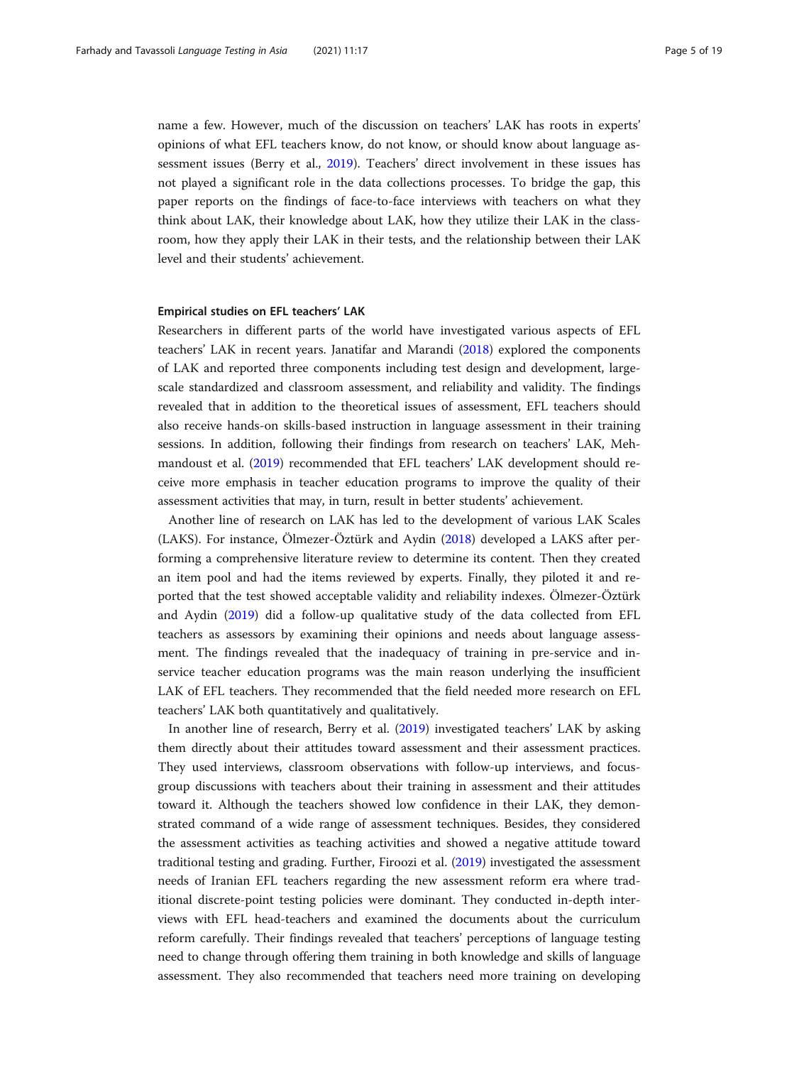name a few. However, much of the discussion on teachers' LAK has roots in experts' opinions of what EFL teachers know, do not know, or should know about language assessment issues (Berry et al., 2019). Teachers' direct involvement in these issues has not played a significant role in the data collections processes. To bridge the gap, this paper reports on the findings of face-to-face interviews with teachers on what they think about LAK, their knowledge about LAK, how they utilize their LAK in the classroom, how they apply their LAK in their tests, and the relationship between their LAK level and their students' achievement.

#### Empirical studies on EFL teachers' LAK

Researchers in different parts of the world have investigated various aspects of EFL teachers' LAK in recent years. Janatifar and Marandi (2018) explored the components of LAK and reported three components including test design and development, large-scale standardized and classroom assessment, and reliability and validity. The findings revealed that in addition to the theoretical issues of assessment, EFL teachers should also receive hands-on skills-based instruction in language assessment in their training sessions. In addition, following their findings from research on teachers' LAK, Mehmandoust et al. (2019) recommended that EFL teachers' LAK development should receive more emphasis in teacher education programs to improve the quality of their assessment activities that may, in turn, result in better students' achievement.

Another line of research on LAK has led to the development of various LAK Scales (LAKS). For instance, Ölmezer-Öztürk and Aydin (2018) developed a LAKS after performing a comprehensive literature review to determine its content. Then they created an item pool and had the items reviewed by experts. Finally, they piloted it and reported that the test showed acceptable validity and reliability indexes. Ölmezer-Öztürk and Aydin (2019) did a follow-up qualitative study of the data collected from EFL teachers as assessors by examining their opinions and needs about language assessment. The findings revealed that the inadequacy of training in pre-service and in-service teacher education programs was the main reason underlying the insufficient LAK of EFL teachers. They recommended that the field needed more research on EFL teachers' LAK both quantitatively and qualitatively.

In another line of research, Berry et al. (2019) investigated teachers' LAK by asking them directly about their attitudes toward assessment and their assessment practices. They used interviews, classroom observations with follow-up interviews, and focus-group discussions with teachers about their training in assessment and their attitudes toward it. Although the teachers showed low confidence in their LAK, they demonstrated command of a wide range of assessment techniques. Besides, they considered the assessment activities as teaching activities and showed a negative attitude toward traditional testing and grading. Further, Firoozi et al. (2019) investigated the assessment needs of Iranian EFL teachers regarding the new assessment reform era where traditional discrete-point testing policies were dominant. They conducted in-depth interviews with EFL head-teachers and examined the documents about the curriculum reform carefully. Their findings revealed that teachers' perceptions of language testing need to change through offering them training in both knowledge and skills of language assessment. They also recommended that teachers need more training on developing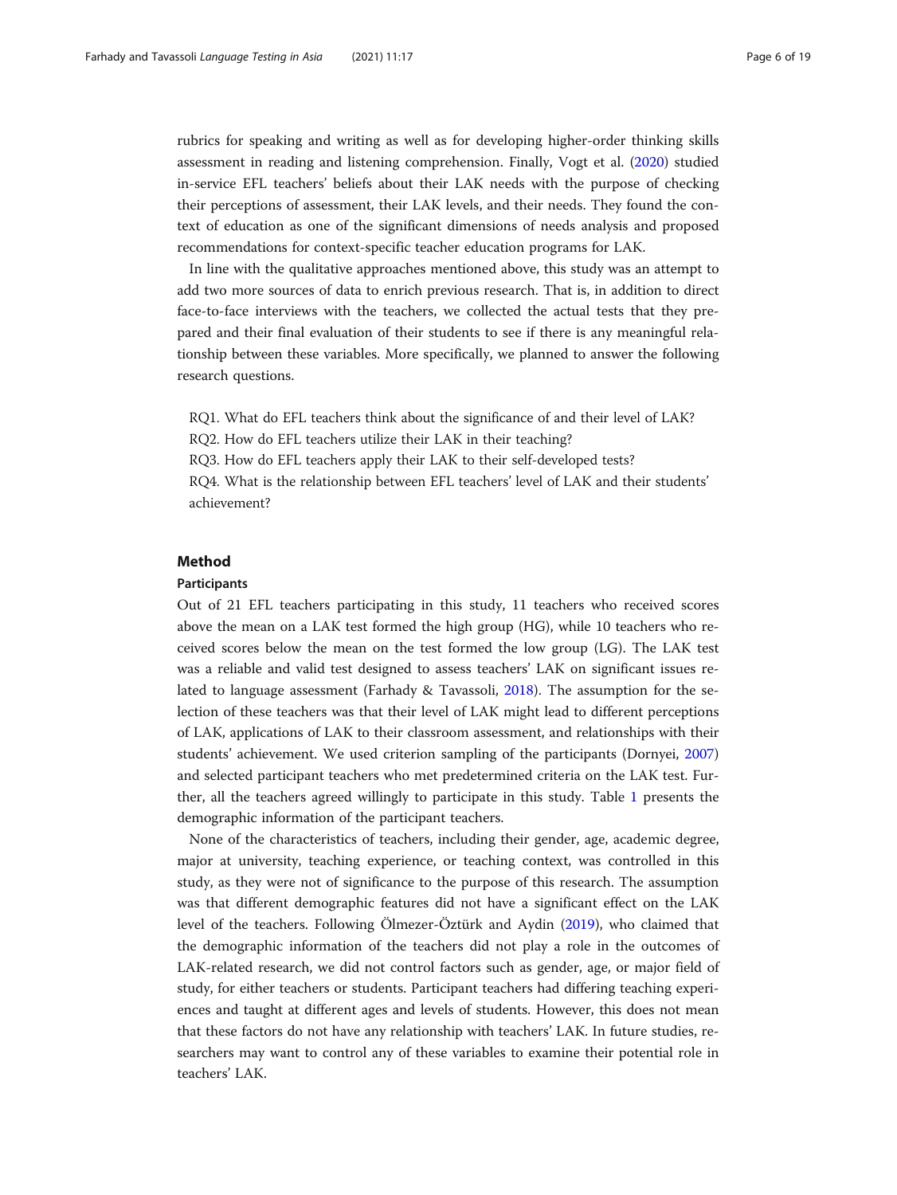rubrics for speaking and writing as well as for developing higher-order thinking skills assessment in reading and listening comprehension. Finally, Vogt et al. (2020) studied in-service EFL teachers' beliefs about their LAK needs with the purpose of checking their perceptions of assessment, their LAK levels, and their needs. They found the context of education as one of the significant dimensions of needs analysis and proposed recommendations for context-specific teacher education programs for LAK.

In line with the qualitative approaches mentioned above, this study was an attempt to add two more sources of data to enrich previous research. That is, in addition to direct face-to-face interviews with the teachers, we collected the actual tests that they prepared and their final evaluation of their students to see if there is any meaningful relationship between these variables. More specifically, we planned to answer the following research questions.

RQ1. What do EFL teachers think about the significance of and their level of LAK?
RQ2. How do EFL teachers utilize their LAK in their teaching?
RQ3. How do EFL teachers apply their LAK to their self-developed tests?
RQ4. What is the relationship between EFL teachers' level of LAK and their students' achievement?

## Method

### Participants

Out of 21 EFL teachers participating in this study, 11 teachers who received scores above the mean on a LAK test formed the high group (HG), while 10 teachers who received scores below the mean on the test formed the low group (LG). The LAK test was a reliable and valid test designed to assess teachers' LAK on significant issues related to language assessment (Farhady & Tavassoli, 2018). The assumption for the selection of these teachers was that their level of LAK might lead to different perceptions of LAK, applications of LAK to their classroom assessment, and relationships with their students' achievement. We used criterion sampling of the participants (Dornyei, 2007) and selected participant teachers who met predetermined criteria on the LAK test. Further, all the teachers agreed willingly to participate in this study. Table 1 presents the demographic information of the participant teachers.

None of the characteristics of teachers, including their gender, age, academic degree, major at university, teaching experience, or teaching context, was controlled in this study, as they were not of significance to the purpose of this research. The assumption was that different demographic features did not have a significant effect on the LAK level of the teachers. Following Ölmezer-Öztürk and Aydin (2019), who claimed that the demographic information of the teachers did not play a role in the outcomes of LAK-related research, we did not control factors such as gender, age, or major field of study, for either teachers or students. Participant teachers had differing teaching experiences and taught at different ages and levels of students. However, this does not mean that these factors do not have any relationship with teachers' LAK. In future studies, researchers may want to control any of these variables to examine their potential role in teachers' LAK.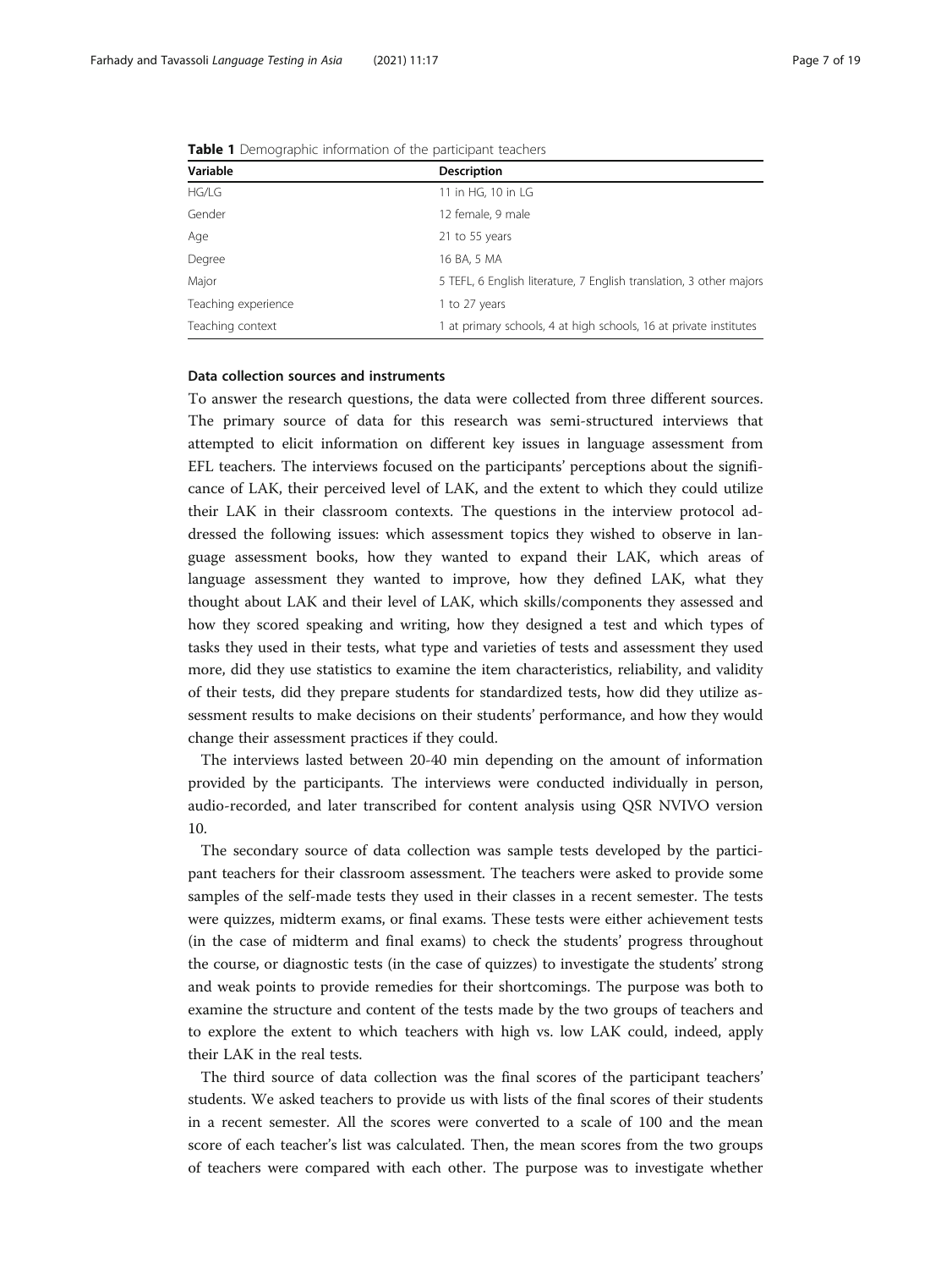**Table 1** Demographic information of the participant teachers

| Variable | Description |
|---|---|
| HG/LG | 11 in HG, 10 in LG |
| Gender | 12 female, 9 male |
| Age | 21 to 55 years |
| Degree | 16 BA, 5 MA |
| Major | 5 TEFL, 6 English literature, 7 English translation, 3 other majors |
| Teaching experience | 1 to 27 years |
| Teaching context | 1 at primary schools, 4 at high schools, 16 at private institutes |

### Data collection sources and instruments

To answer the research questions, the data were collected from three different sources. The primary source of data for this research was semi-structured interviews that attempted to elicit information on different key issues in language assessment from EFL teachers. The interviews focused on the participants' perceptions about the significance of LAK, their perceived level of LAK, and the extent to which they could utilize their LAK in their classroom contexts. The questions in the interview protocol addressed the following issues: which assessment topics they wished to observe in language assessment books, how they wanted to expand their LAK, which areas of language assessment they wanted to improve, how they defined LAK, what they thought about LAK and their level of LAK, which skills/components they assessed and how they scored speaking and writing, how they designed a test and which types of tasks they used in their tests, what type and varieties of tests and assessment they used more, did they use statistics to examine the item characteristics, reliability, and validity of their tests, did they prepare students for standardized tests, how did they utilize assessment results to make decisions on their students' performance, and how they would change their assessment practices if they could.

The interviews lasted between 20-40 min depending on the amount of information provided by the participants. The interviews were conducted individually in person, audio-recorded, and later transcribed for content analysis using QSR NVIVO version 10.

The secondary source of data collection was sample tests developed by the participant teachers for their classroom assessment. The teachers were asked to provide some samples of the self-made tests they used in their classes in a recent semester. The tests were quizzes, midterm exams, or final exams. These tests were either achievement tests (in the case of midterm and final exams) to check the students' progress throughout the course, or diagnostic tests (in the case of quizzes) to investigate the students' strong and weak points to provide remedies for their shortcomings. The purpose was both to examine the structure and content of the tests made by the two groups of teachers and to explore the extent to which teachers with high vs. low LAK could, indeed, apply their LAK in the real tests.

The third source of data collection was the final scores of the participant teachers' students. We asked teachers to provide us with lists of the final scores of their students in a recent semester. All the scores were converted to a scale of 100 and the mean score of each teacher's list was calculated. Then, the mean scores from the two groups of teachers were compared with each other. The purpose was to investigate whether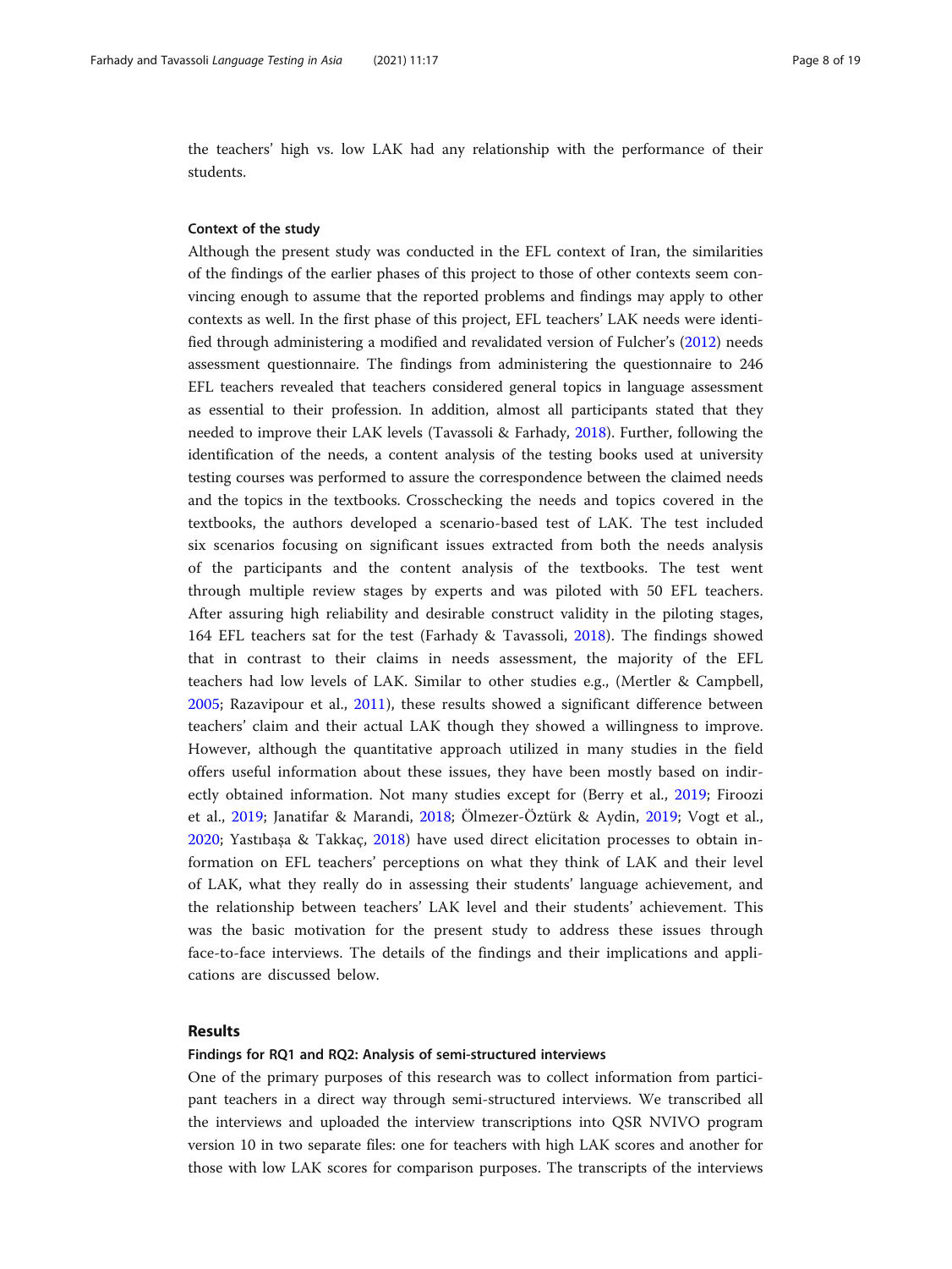the teachers' high vs. low LAK had any relationship with the performance of their students.

### Context of the study

Although the present study was conducted in the EFL context of Iran, the similarities of the findings of the earlier phases of this project to those of other contexts seem convincing enough to assume that the reported problems and findings may apply to other contexts as well. In the first phase of this project, EFL teachers' LAK needs were identified through administering a modified and revalidated version of Fulcher's (2012) needs assessment questionnaire. The findings from administering the questionnaire to 246 EFL teachers revealed that teachers considered general topics in language assessment as essential to their profession. In addition, almost all participants stated that they needed to improve their LAK levels (Tavassoli & Farhady, 2018). Further, following the identification of the needs, a content analysis of the testing books used at university testing courses was performed to assure the correspondence between the claimed needs and the topics in the textbooks. Crosschecking the needs and topics covered in the textbooks, the authors developed a scenario-based test of LAK. The test included six scenarios focusing on significant issues extracted from both the needs analysis of the participants and the content analysis of the textbooks. The test went through multiple review stages by experts and was piloted with 50 EFL teachers. After assuring high reliability and desirable construct validity in the piloting stages, 164 EFL teachers sat for the test (Farhady & Tavassoli, 2018). The findings showed that in contrast to their claims in needs assessment, the majority of the EFL teachers had low levels of LAK. Similar to other studies e.g., (Mertler & Campbell, 2005; Razavipour et al., 2011), these results showed a significant difference between teachers' claim and their actual LAK though they showed a willingness to improve. However, although the quantitative approach utilized in many studies in the field offers useful information about these issues, they have been mostly based on indirectly obtained information. Not many studies except for (Berry et al., 2019; Firoozi et al., 2019; Janatifar & Marandi, 2018; Ölmezer-Öztürk & Aydin, 2019; Vogt et al., 2020; Yastıbaşa & Takkaç, 2018) have used direct elicitation processes to obtain information on EFL teachers' perceptions on what they think of LAK and their level of LAK, what they really do in assessing their students' language achievement, and the relationship between teachers' LAK level and their students' achievement. This was the basic motivation for the present study to address these issues through face-to-face interviews. The details of the findings and their implications and applications are discussed below.

## Results

### Findings for RQ1 and RQ2: Analysis of semi-structured interviews

One of the primary purposes of this research was to collect information from participant teachers in a direct way through semi-structured interviews. We transcribed all the interviews and uploaded the interview transcriptions into QSR NVIVO program version 10 in two separate files: one for teachers with high LAK scores and another for those with low LAK scores for comparison purposes. The transcripts of the interviews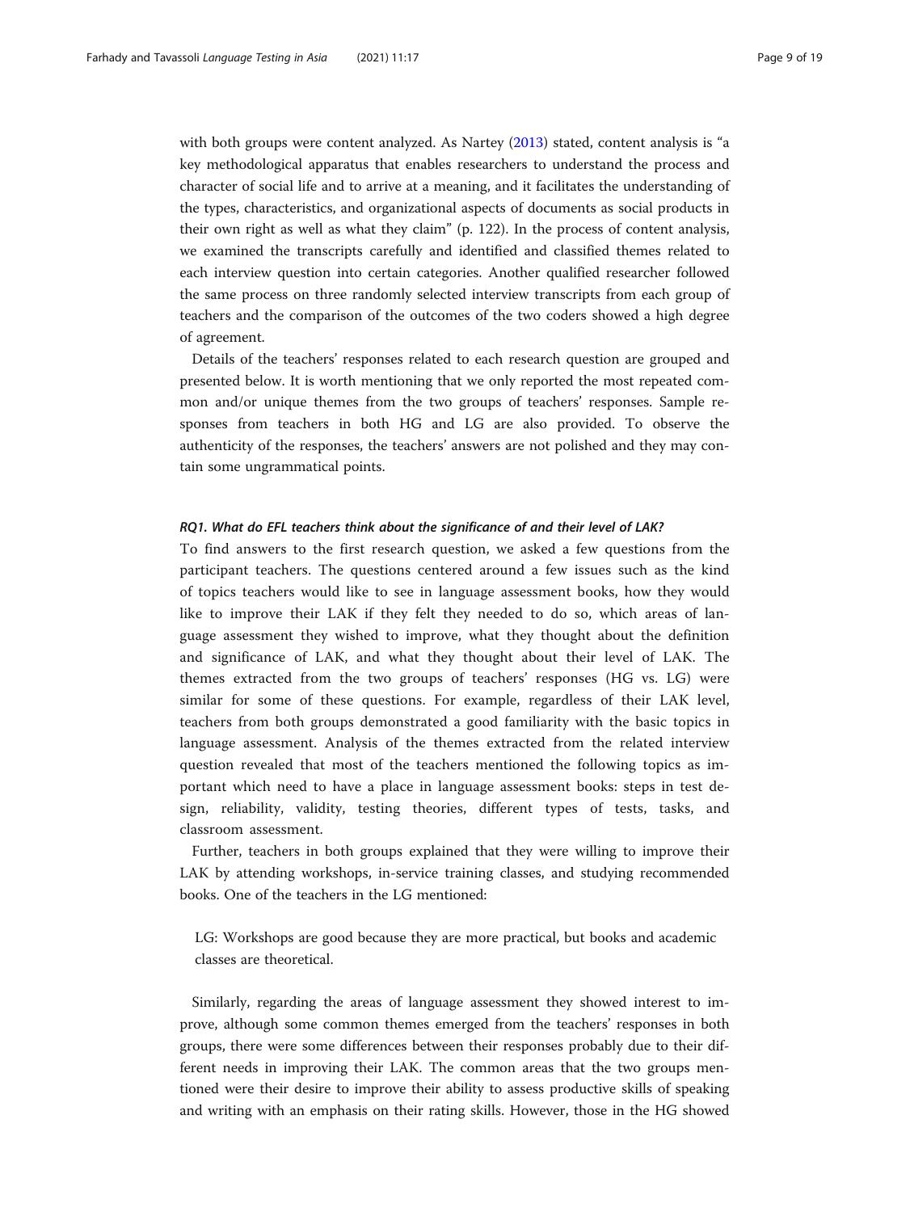with both groups were content analyzed. As Nartey (2013) stated, content analysis is "a key methodological apparatus that enables researchers to understand the process and character of social life and to arrive at a meaning, and it facilitates the understanding of the types, characteristics, and organizational aspects of documents as social products in their own right as well as what they claim" (p. 122). In the process of content analysis, we examined the transcripts carefully and identified and classified themes related to each interview question into certain categories. Another qualified researcher followed the same process on three randomly selected interview transcripts from each group of teachers and the comparison of the outcomes of the two coders showed a high degree of agreement.

Details of the teachers' responses related to each research question are grouped and presented below. It is worth mentioning that we only reported the most repeated common and/or unique themes from the two groups of teachers' responses. Sample responses from teachers in both HG and LG are also provided. To observe the authenticity of the responses, the teachers' answers are not polished and they may contain some ungrammatical points.

#### *RQ1. What do EFL teachers think about the significance of and their level of LAK?*

To find answers to the first research question, we asked a few questions from the participant teachers. The questions centered around a few issues such as the kind of topics teachers would like to see in language assessment books, how they would like to improve their LAK if they felt they needed to do so, which areas of language assessment they wished to improve, what they thought about the definition and significance of LAK, and what they thought about their level of LAK. The themes extracted from the two groups of teachers' responses (HG vs. LG) were similar for some of these questions. For example, regardless of their LAK level, teachers from both groups demonstrated a good familiarity with the basic topics in language assessment. Analysis of the themes extracted from the related interview question revealed that most of the teachers mentioned the following topics as important which need to have a place in language assessment books: steps in test design, reliability, validity, testing theories, different types of tests, tasks, and classroom assessment.

Further, teachers in both groups explained that they were willing to improve their LAK by attending workshops, in-service training classes, and studying recommended books. One of the teachers in the LG mentioned:

> LG: Workshops are good because they are more practical, but books and academic classes are theoretical.

Similarly, regarding the areas of language assessment they showed interest to improve, although some common themes emerged from the teachers' responses in both groups, there were some differences between their responses probably due to their different needs in improving their LAK. The common areas that the two groups mentioned were their desire to improve their ability to assess productive skills of speaking and writing with an emphasis on their rating skills. However, those in the HG showed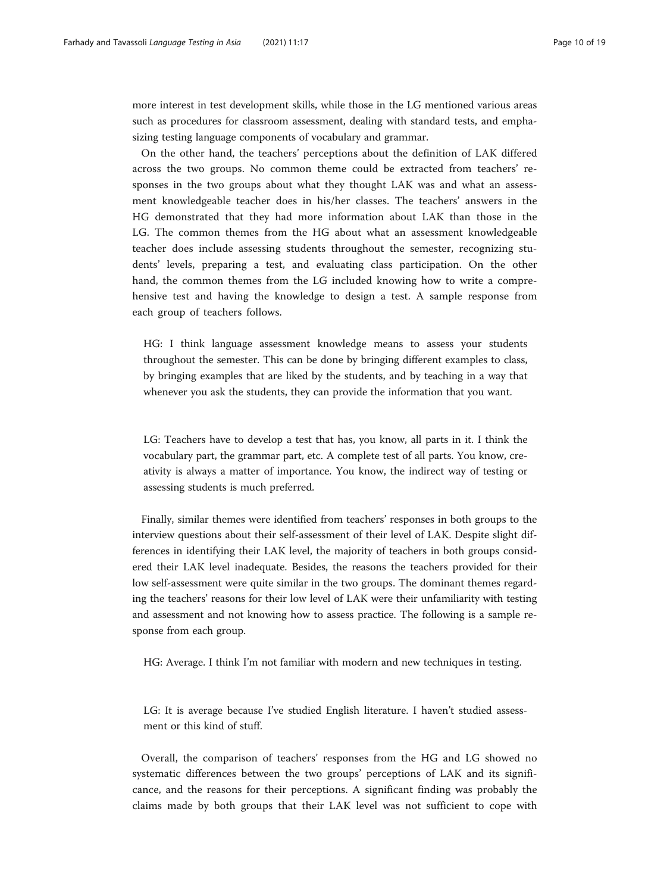more interest in test development skills, while those in the LG mentioned various areas such as procedures for classroom assessment, dealing with standard tests, and emphasizing testing language components of vocabulary and grammar.

On the other hand, the teachers' perceptions about the definition of LAK differed across the two groups. No common theme could be extracted from teachers' responses in the two groups about what they thought LAK was and what an assessment knowledgeable teacher does in his/her classes. The teachers' answers in the HG demonstrated that they had more information about LAK than those in the LG. The common themes from the HG about what an assessment knowledgeable teacher does include assessing students throughout the semester, recognizing students' levels, preparing a test, and evaluating class participation. On the other hand, the common themes from the LG included knowing how to write a comprehensive test and having the knowledge to design a test. A sample response from each group of teachers follows.

> HG: I think language assessment knowledge means to assess your students throughout the semester. This can be done by bringing different examples to class, by bringing examples that are liked by the students, and by teaching in a way that whenever you ask the students, they can provide the information that you want.

> LG: Teachers have to develop a test that has, you know, all parts in it. I think the vocabulary part, the grammar part, etc. A complete test of all parts. You know, creativity is always a matter of importance. You know, the indirect way of testing or assessing students is much preferred.

Finally, similar themes were identified from teachers' responses in both groups to the interview questions about their self-assessment of their level of LAK. Despite slight differences in identifying their LAK level, the majority of teachers in both groups considered their LAK level inadequate. Besides, the reasons the teachers provided for their low self-assessment were quite similar in the two groups. The dominant themes regarding the teachers' reasons for their low level of LAK were their unfamiliarity with testing and assessment and not knowing how to assess practice. The following is a sample response from each group.

> HG: Average. I think I'm not familiar with modern and new techniques in testing.

> LG: It is average because I've studied English literature. I haven't studied assessment or this kind of stuff.

Overall, the comparison of teachers' responses from the HG and LG showed no systematic differences between the two groups' perceptions of LAK and its significance, and the reasons for their perceptions. A significant finding was probably the claims made by both groups that their LAK level was not sufficient to cope with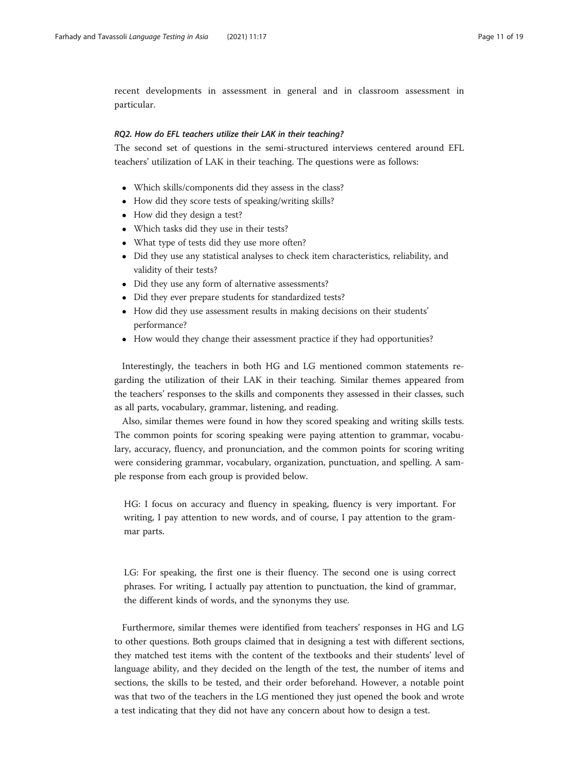recent developments in assessment in general and in classroom assessment in particular.

#### *RQ2. How do EFL teachers utilize their LAK in their teaching?*

The second set of questions in the semi-structured interviews centered around EFL teachers' utilization of LAK in their teaching. The questions were as follows:

- Which skills/components did they assess in the class?
- How did they score tests of speaking/writing skills?
- How did they design a test?
- Which tasks did they use in their tests?
- What type of tests did they use more often?
- Did they use any statistical analyses to check item characteristics, reliability, and validity of their tests?
- Did they use any form of alternative assessments?
- Did they ever prepare students for standardized tests?
- How did they use assessment results in making decisions on their students' performance?
- How would they change their assessment practice if they had opportunities?

Interestingly, the teachers in both HG and LG mentioned common statements regarding the utilization of their LAK in their teaching. Similar themes appeared from the teachers' responses to the skills and components they assessed in their classes, such as all parts, vocabulary, grammar, listening, and reading.

Also, similar themes were found in how they scored speaking and writing skills tests. The common points for scoring speaking were paying attention to grammar, vocabulary, accuracy, fluency, and pronunciation, and the common points for scoring writing were considering grammar, vocabulary, organization, punctuation, and spelling. A sample response from each group is provided below.

> HG: I focus on accuracy and fluency in speaking, fluency is very important. For writing, I pay attention to new words, and of course, I pay attention to the grammar parts.

> LG: For speaking, the first one is their fluency. The second one is using correct phrases. For writing, I actually pay attention to punctuation, the kind of grammar, the different kinds of words, and the synonyms they use.

Furthermore, similar themes were identified from teachers' responses in HG and LG to other questions. Both groups claimed that in designing a test with different sections, they matched test items with the content of the textbooks and their students' level of language ability, and they decided on the length of the test, the number of items and sections, the skills to be tested, and their order beforehand. However, a notable point was that two of the teachers in the LG mentioned they just opened the book and wrote a test indicating that they did not have any concern about how to design a test.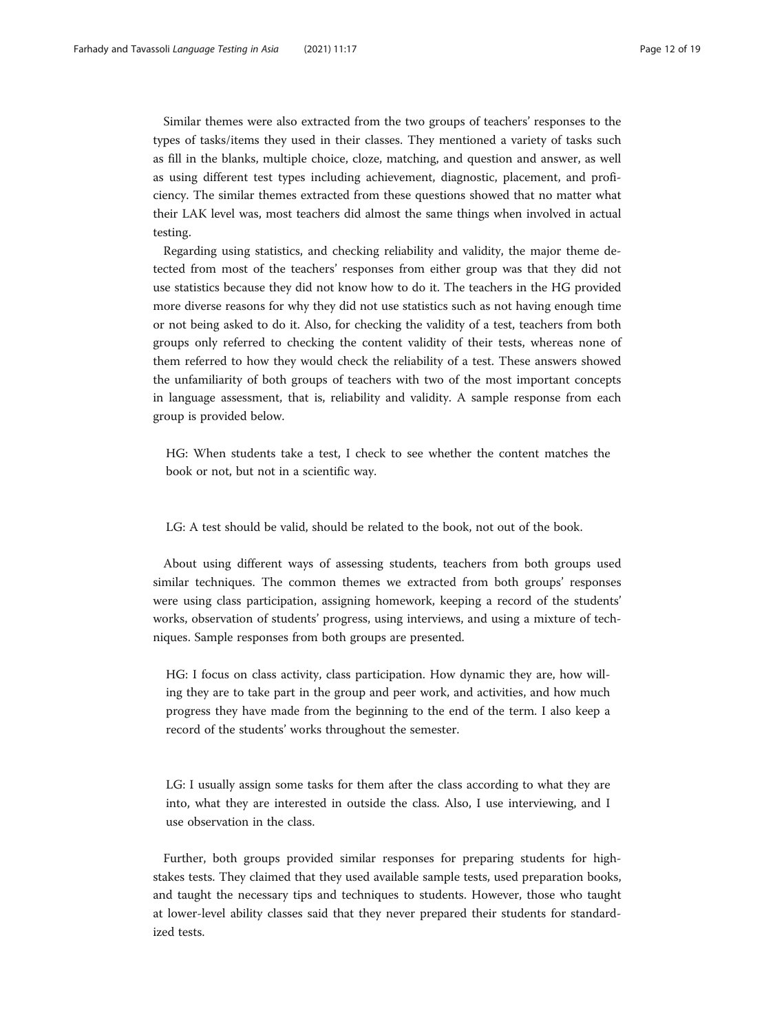Similar themes were also extracted from the two groups of teachers' responses to the types of tasks/items they used in their classes. They mentioned a variety of tasks such as fill in the blanks, multiple choice, cloze, matching, and question and answer, as well as using different test types including achievement, diagnostic, placement, and proficiency. The similar themes extracted from these questions showed that no matter what their LAK level was, most teachers did almost the same things when involved in actual testing.

Regarding using statistics, and checking reliability and validity, the major theme detected from most of the teachers' responses from either group was that they did not use statistics because they did not know how to do it. The teachers in the HG provided more diverse reasons for why they did not use statistics such as not having enough time or not being asked to do it. Also, for checking the validity of a test, teachers from both groups only referred to checking the content validity of their tests, whereas none of them referred to how they would check the reliability of a test. These answers showed the unfamiliarity of both groups of teachers with two of the most important concepts in language assessment, that is, reliability and validity. A sample response from each group is provided below.

> HG: When students take a test, I check to see whether the content matches the book or not, but not in a scientific way.

> LG: A test should be valid, should be related to the book, not out of the book.

About using different ways of assessing students, teachers from both groups used similar techniques. The common themes we extracted from both groups' responses were using class participation, assigning homework, keeping a record of the students' works, observation of students' progress, using interviews, and using a mixture of techniques. Sample responses from both groups are presented.

> HG: I focus on class activity, class participation. How dynamic they are, how willing they are to take part in the group and peer work, and activities, and how much progress they have made from the beginning to the end of the term. I also keep a record of the students' works throughout the semester.

> LG: I usually assign some tasks for them after the class according to what they are into, what they are interested in outside the class. Also, I use interviewing, and I use observation in the class.

Further, both groups provided similar responses for preparing students for high-stakes tests. They claimed that they used available sample tests, used preparation books, and taught the necessary tips and techniques to students. However, those who taught at lower-level ability classes said that they never prepared their students for standardized tests.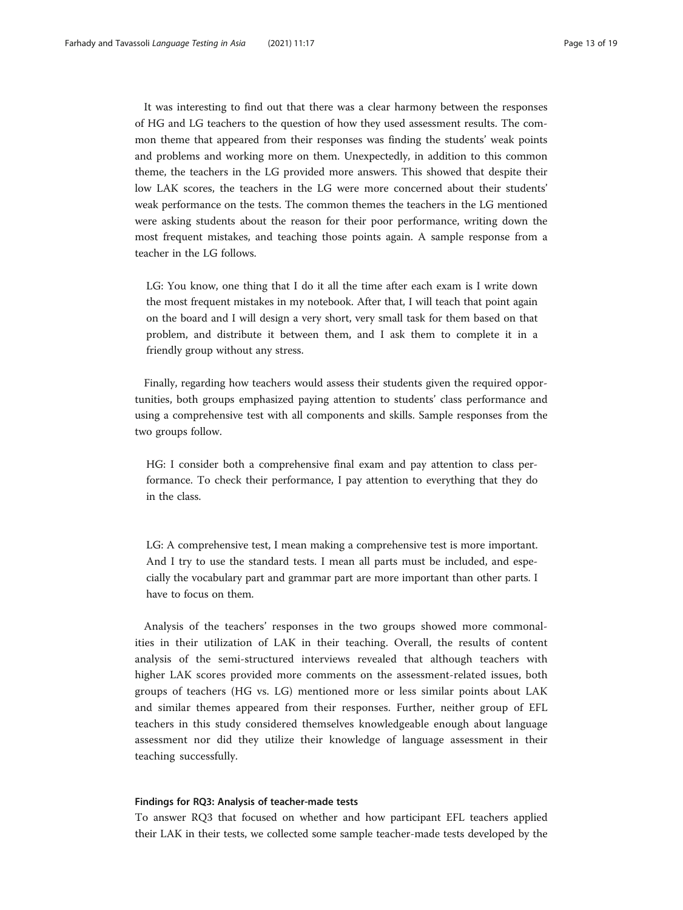It was interesting to find out that there was a clear harmony between the responses of HG and LG teachers to the question of how they used assessment results. The common theme that appeared from their responses was finding the students' weak points and problems and working more on them. Unexpectedly, in addition to this common theme, the teachers in the LG provided more answers. This showed that despite their low LAK scores, the teachers in the LG were more concerned about their students' weak performance on the tests. The common themes the teachers in the LG mentioned were asking students about the reason for their poor performance, writing down the most frequent mistakes, and teaching those points again. A sample response from a teacher in the LG follows.

> LG: You know, one thing that I do it all the time after each exam is I write down the most frequent mistakes in my notebook. After that, I will teach that point again on the board and I will design a very short, very small task for them based on that problem, and distribute it between them, and I ask them to complete it in a friendly group without any stress.

Finally, regarding how teachers would assess their students given the required opportunities, both groups emphasized paying attention to students' class performance and using a comprehensive test with all components and skills. Sample responses from the two groups follow.

> HG: I consider both a comprehensive final exam and pay attention to class performance. To check their performance, I pay attention to everything that they do in the class.

> LG: A comprehensive test, I mean making a comprehensive test is more important. And I try to use the standard tests. I mean all parts must be included, and especially the vocabulary part and grammar part are more important than other parts. I have to focus on them.

Analysis of the teachers' responses in the two groups showed more commonalities in their utilization of LAK in their teaching. Overall, the results of content analysis of the semi-structured interviews revealed that although teachers with higher LAK scores provided more comments on the assessment-related issues, both groups of teachers (HG vs. LG) mentioned more or less similar points about LAK and similar themes appeared from their responses. Further, neither group of EFL teachers in this study considered themselves knowledgeable enough about language assessment nor did they utilize their knowledge of language assessment in their teaching successfully.

#### Findings for RQ3: Analysis of teacher-made tests

To answer RQ3 that focused on whether and how participant EFL teachers applied their LAK in their tests, we collected some sample teacher-made tests developed by the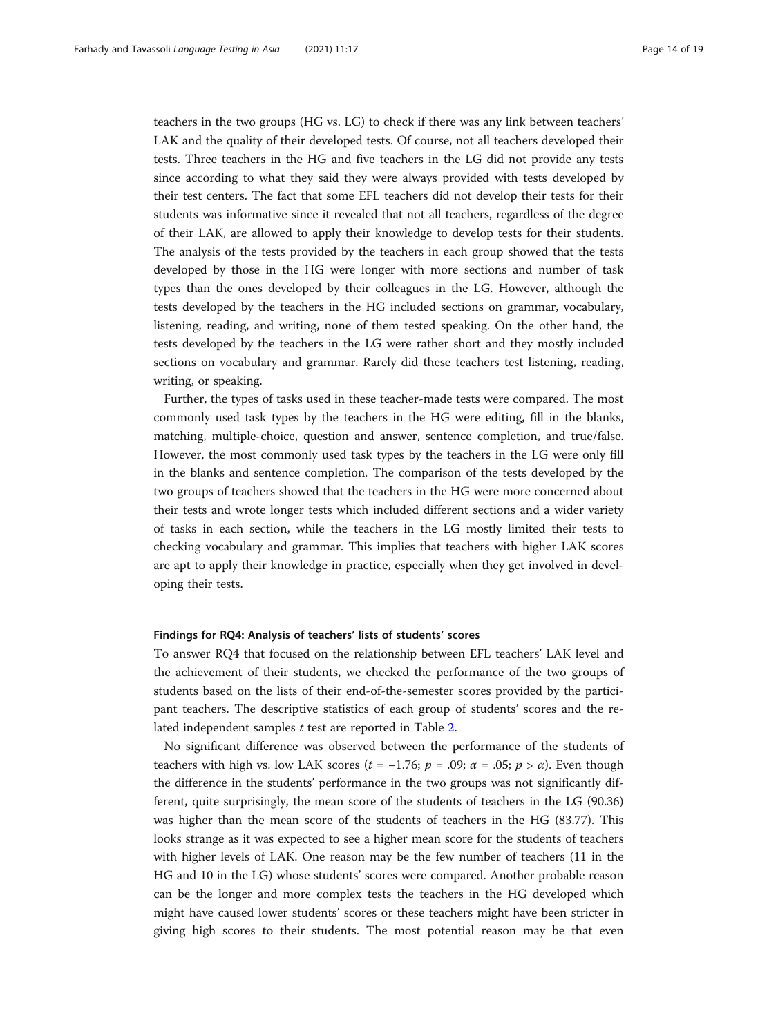teachers in the two groups (HG vs. LG) to check if there was any link between teachers' LAK and the quality of their developed tests. Of course, not all teachers developed their tests. Three teachers in the HG and five teachers in the LG did not provide any tests since according to what they said they were always provided with tests developed by their test centers. The fact that some EFL teachers did not develop their tests for their students was informative since it revealed that not all teachers, regardless of the degree of their LAK, are allowed to apply their knowledge to develop tests for their students. The analysis of the tests provided by the teachers in each group showed that the tests developed by those in the HG were longer with more sections and number of task types than the ones developed by their colleagues in the LG. However, although the tests developed by the teachers in the HG included sections on grammar, vocabulary, listening, reading, and writing, none of them tested speaking. On the other hand, the tests developed by the teachers in the LG were rather short and they mostly included sections on vocabulary and grammar. Rarely did these teachers test listening, reading, writing, or speaking.

Further, the types of tasks used in these teacher-made tests were compared. The most commonly used task types by the teachers in the HG were editing, fill in the blanks, matching, multiple-choice, question and answer, sentence completion, and true/false. However, the most commonly used task types by the teachers in the LG were only fill in the blanks and sentence completion. The comparison of the tests developed by the two groups of teachers showed that the teachers in the HG were more concerned about their tests and wrote longer tests which included different sections and a wider variety of tasks in each section, while the teachers in the LG mostly limited their tests to checking vocabulary and grammar. This implies that teachers with higher LAK scores are apt to apply their knowledge in practice, especially when they get involved in developing their tests.

#### Findings for RQ4: Analysis of teachers' lists of students' scores

To answer RQ4 that focused on the relationship between EFL teachers' LAK level and the achievement of their students, we checked the performance of the two groups of students based on the lists of their end-of-the-semester scores provided by the participant teachers. The descriptive statistics of each group of students' scores and the related independent samples $t$ test are reported in Table 2.

No significant difference was observed between the performance of the students of teachers with high vs. low LAK scores ($t = -1.76$; $p = .09$; $\alpha = .05$; $p > \alpha$). Even though the difference in the students' performance in the two groups was not significantly different, quite surprisingly, the mean score of the students of teachers in the LG (90.36) was higher than the mean score of the students of teachers in the HG (83.77). This looks strange as it was expected to see a higher mean score for the students of teachers with higher levels of LAK. One reason may be the few number of teachers (11 in the HG and 10 in the LG) whose students' scores were compared. Another probable reason can be the longer and more complex tests the teachers in the HG developed which might have caused lower students' scores or these teachers might have been stricter in giving high scores to their students. The most potential reason may be that even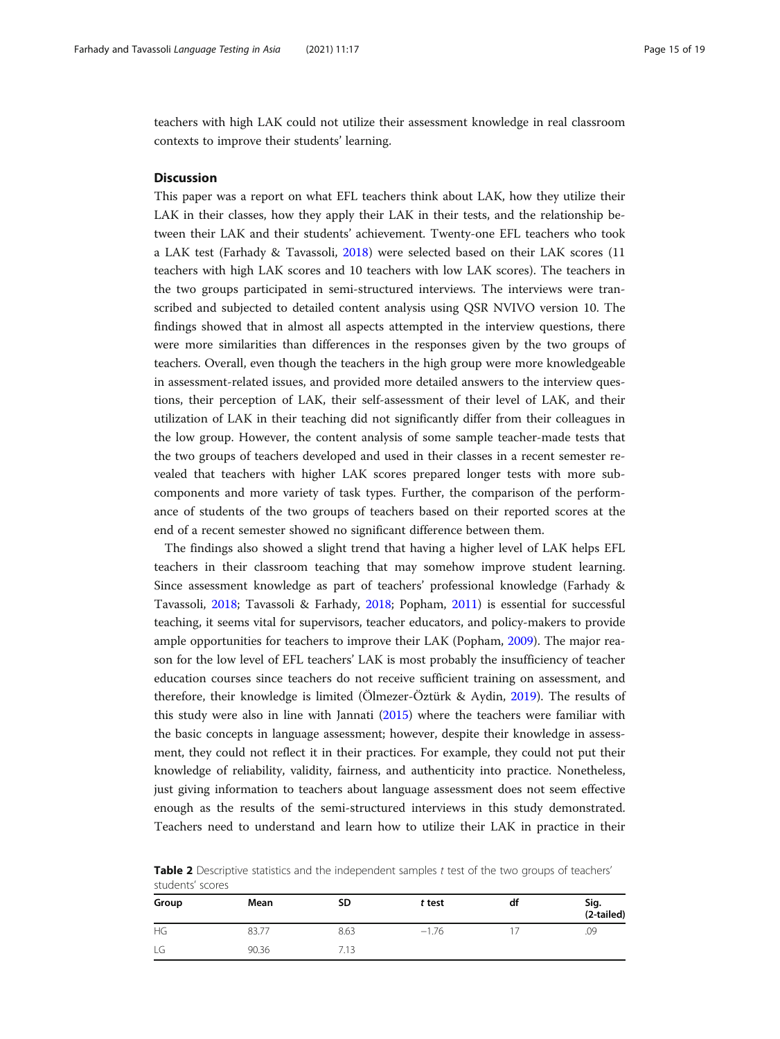teachers with high LAK could not utilize their assessment knowledge in real classroom contexts to improve their students' learning.

## Discussion

This paper was a report on what EFL teachers think about LAK, how they utilize their LAK in their classes, how they apply their LAK in their tests, and the relationship between their LAK and their students' achievement. Twenty-one EFL teachers who took a LAK test (Farhady & Tavassoli, 2018) were selected based on their LAK scores (11 teachers with high LAK scores and 10 teachers with low LAK scores). The teachers in the two groups participated in semi-structured interviews. The interviews were transcribed and subjected to detailed content analysis using QSR NVIVO version 10. The findings showed that in almost all aspects attempted in the interview questions, there were more similarities than differences in the responses given by the two groups of teachers. Overall, even though the teachers in the high group were more knowledgeable in assessment-related issues, and provided more detailed answers to the interview questions, their perception of LAK, their self-assessment of their level of LAK, and their utilization of LAK in their teaching did not significantly differ from their colleagues in the low group. However, the content analysis of some sample teacher-made tests that the two groups of teachers developed and used in their classes in a recent semester revealed that teachers with higher LAK scores prepared longer tests with more subcomponents and more variety of task types. Further, the comparison of the performance of students of the two groups of teachers based on their reported scores at the end of a recent semester showed no significant difference between them.

The findings also showed a slight trend that having a higher level of LAK helps EFL teachers in their classroom teaching that may somehow improve student learning. Since assessment knowledge as part of teachers' professional knowledge (Farhady & Tavassoli, 2018; Tavassoli & Farhady, 2018; Popham, 2011) is essential for successful teaching, it seems vital for supervisors, teacher educators, and policy-makers to provide ample opportunities for teachers to improve their LAK (Popham, 2009). The major reason for the low level of EFL teachers' LAK is most probably the insufficiency of teacher education courses since teachers do not receive sufficient training on assessment, and therefore, their knowledge is limited (Ölmezer-Öztürk & Aydin, 2019). The results of this study were also in line with Jannati (2015) where the teachers were familiar with the basic concepts in language assessment; however, despite their knowledge in assessment, they could not reflect it in their practices. For example, they could not put their knowledge of reliability, validity, fairness, and authenticity into practice. Nonetheless, just giving information to teachers about language assessment does not seem effective enough as the results of the semi-structured interviews in this study demonstrated. Teachers need to understand and learn how to utilize their LAK in practice in their

**Table 2** Descriptive statistics and the independent samples *t* test of the two groups of teachers' students' scores

| Group | Mean | SD | *t* test | df | Sig. (2-tailed) |
|---|---|---|---|---|---|
| HG | 83.77 | 8.63 | −1.76 | 17 | .09 |
| LG | 90.36 | 7.13 | | | |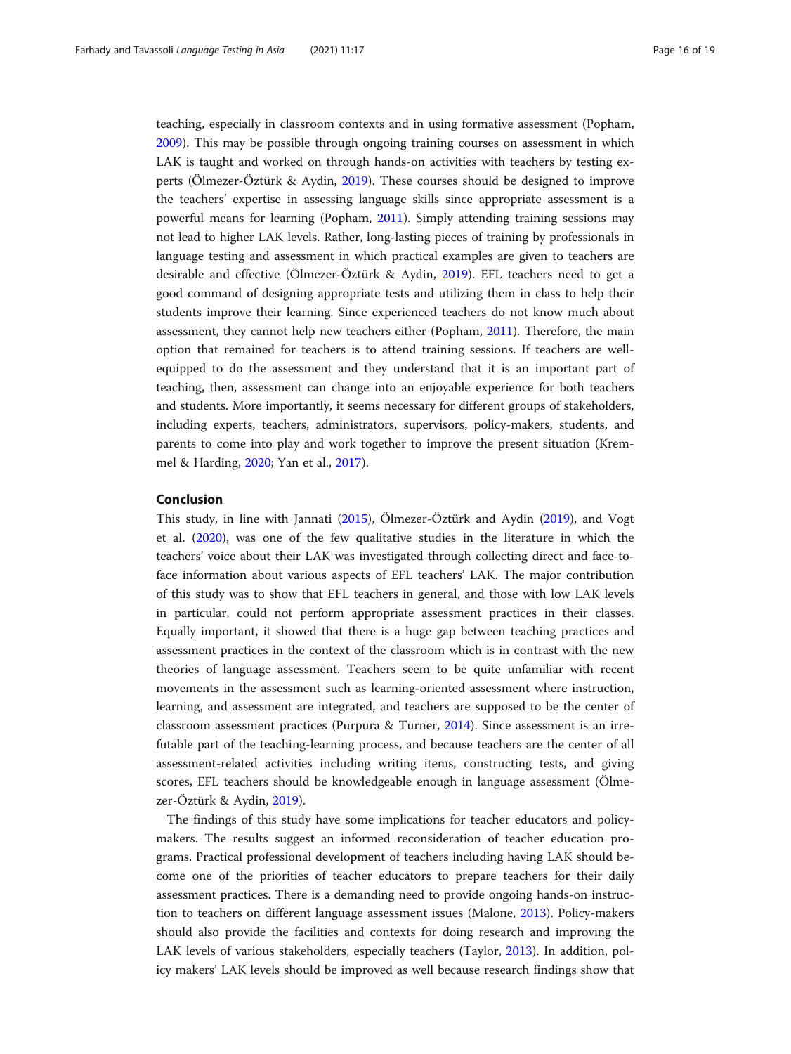teaching, especially in classroom contexts and in using formative assessment (Popham, 2009). This may be possible through ongoing training courses on assessment in which LAK is taught and worked on through hands-on activities with teachers by testing experts (Ölmezer-Öztürk & Aydin, 2019). These courses should be designed to improve the teachers' expertise in assessing language skills since appropriate assessment is a powerful means for learning (Popham, 2011). Simply attending training sessions may not lead to higher LAK levels. Rather, long-lasting pieces of training by professionals in language testing and assessment in which practical examples are given to teachers are desirable and effective (Ölmezer-Öztürk & Aydin, 2019). EFL teachers need to get a good command of designing appropriate tests and utilizing them in class to help their students improve their learning. Since experienced teachers do not know much about assessment, they cannot help new teachers either (Popham, 2011). Therefore, the main option that remained for teachers is to attend training sessions. If teachers are well-equipped to do the assessment and they understand that it is an important part of teaching, then, assessment can change into an enjoyable experience for both teachers and students. More importantly, it seems necessary for different groups of stakeholders, including experts, teachers, administrators, supervisors, policy-makers, students, and parents to come into play and work together to improve the present situation (Kremmel & Harding, 2020; Yan et al., 2017).

## Conclusion

This study, in line with Jannati (2015), Ölmezer-Öztürk and Aydin (2019), and Vogt et al. (2020), was one of the few qualitative studies in the literature in which the teachers' voice about their LAK was investigated through collecting direct and face-to-face information about various aspects of EFL teachers' LAK. The major contribution of this study was to show that EFL teachers in general, and those with low LAK levels in particular, could not perform appropriate assessment practices in their classes. Equally important, it showed that there is a huge gap between teaching practices and assessment practices in the context of the classroom which is in contrast with the new theories of language assessment. Teachers seem to be quite unfamiliar with recent movements in the assessment such as learning-oriented assessment where instruction, learning, and assessment are integrated, and teachers are supposed to be the center of classroom assessment practices (Purpura & Turner, 2014). Since assessment is an irrefutable part of the teaching-learning process, and because teachers are the center of all assessment-related activities including writing items, constructing tests, and giving scores, EFL teachers should be knowledgeable enough in language assessment (Ölmezer-Öztürk & Aydin, 2019).

The findings of this study have some implications for teacher educators and policy-makers. The results suggest an informed reconsideration of teacher education programs. Practical professional development of teachers including having LAK should become one of the priorities of teacher educators to prepare teachers for their daily assessment practices. There is a demanding need to provide ongoing hands-on instruction to teachers on different language assessment issues (Malone, 2013). Policy-makers should also provide the facilities and contexts for doing research and improving the LAK levels of various stakeholders, especially teachers (Taylor, 2013). In addition, policy makers' LAK levels should be improved as well because research findings show that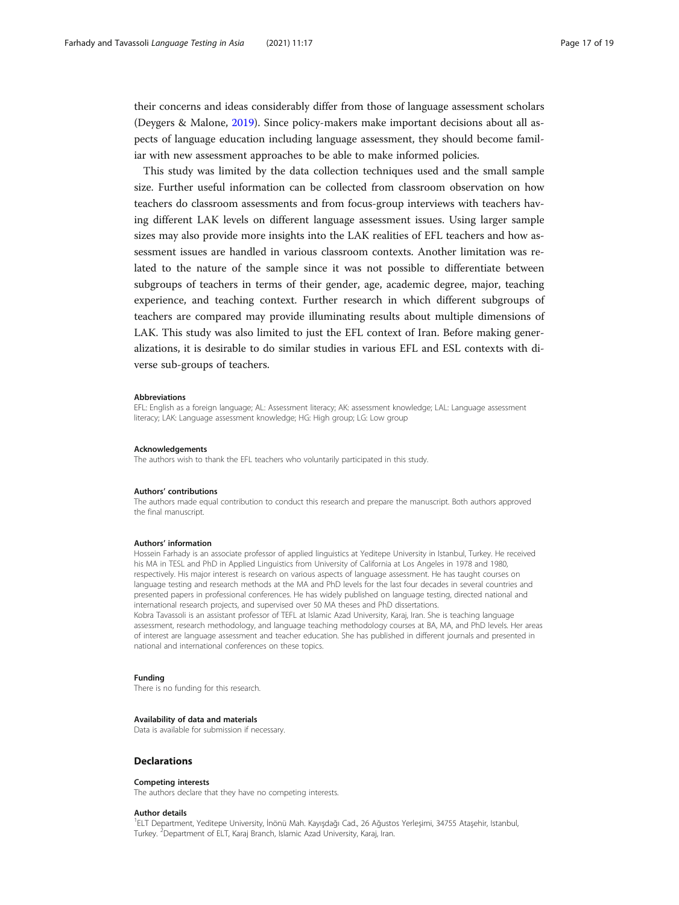their concerns and ideas considerably differ from those of language assessment scholars (Deygers & Malone, 2019). Since policy-makers make important decisions about all aspects of language education including language assessment, they should become familiar with new assessment approaches to be able to make informed policies.

This study was limited by the data collection techniques used and the small sample size. Further useful information can be collected from classroom observation on how teachers do classroom assessments and from focus-group interviews with teachers having different LAK levels on different language assessment issues. Using larger sample sizes may also provide more insights into the LAK realities of EFL teachers and how assessment issues are handled in various classroom contexts. Another limitation was related to the nature of the sample since it was not possible to differentiate between subgroups of teachers in terms of their gender, age, academic degree, major, teaching experience, and teaching context. Further research in which different subgroups of teachers are compared may provide illuminating results about multiple dimensions of LAK. This study was also limited to just the EFL context of Iran. Before making generalizations, it is desirable to do similar studies in various EFL and ESL contexts with diverse sub-groups of teachers.

#### Abbreviations

EFL: English as a foreign language; AL: Assessment literacy; AK: assessment knowledge; LAL: Language assessment literacy; LAK: Language assessment knowledge; HG: High group; LG: Low group

#### Acknowledgements

The authors wish to thank the EFL teachers who voluntarily participated in this study.

#### Authors' contributions

The authors made equal contribution to conduct this research and prepare the manuscript. Both authors approved the final manuscript.

#### Authors' information

Hossein Farhady is an associate professor of applied linguistics at Yeditepe University in Istanbul, Turkey. He received his MA in TESL and PhD in Applied Linguistics from University of California at Los Angeles in 1978 and 1980, respectively. His major interest is research on various aspects of language assessment. He has taught courses on language testing and research methods at the MA and PhD levels for the last four decades in several countries and presented papers in professional conferences. He has widely published on language testing, directed national and international research projects, and supervised over 50 MA theses and PhD dissertations.
Kobra Tavassoli is an assistant professor of TEFL at Islamic Azad University, Karaj, Iran. She is teaching language assessment, research methodology, and language teaching methodology courses at BA, MA, and PhD levels. Her areas of interest are language assessment and teacher education. She has published in different journals and presented in national and international conferences on these topics.

#### Funding

There is no funding for this research.

#### Availability of data and materials

Data is available for submission if necessary.

### Declarations

#### Competing interests

The authors declare that they have no competing interests.

#### Author details

[1]ELT Department, Yeditepe University, İnönü Mah. Kayışdağı Cad., 26 Ağustos Yerleşimi, 34755 Ataşehir, Istanbul, Turkey. [2]Department of ELT, Karaj Branch, Islamic Azad University, Karaj, Iran.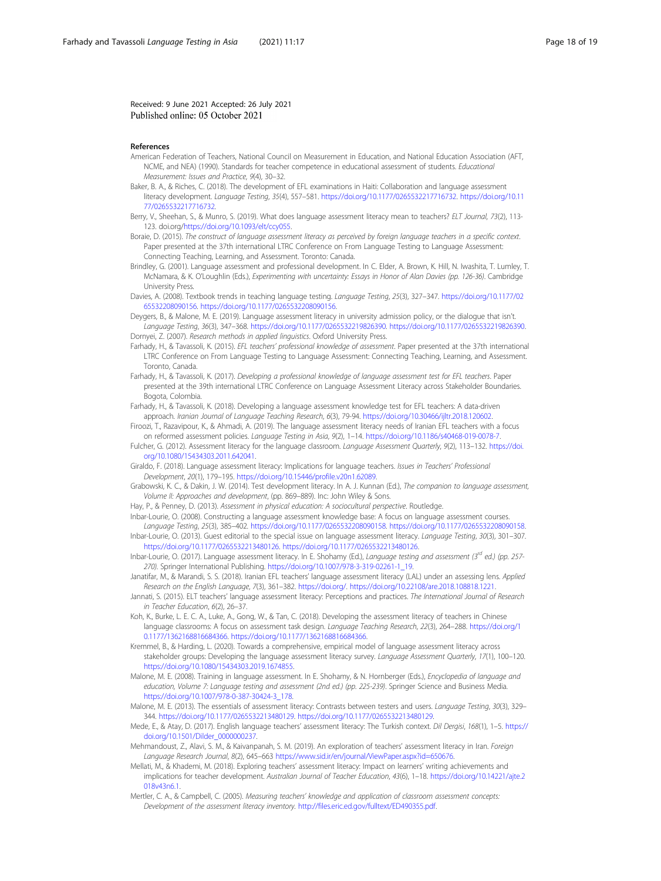Received: 9 June 2021 Accepted: 26 July 2021
Published online: 05 October 2021

## References

American Federation of Teachers, National Council on Measurement in Education, and National Education Association (AFT, NCME, and NEA) (1990). Standards for teacher competence in educational assessment of students. *Educational Measurement: Issues and Practice, 9*(4), 30–32.

Baker, B. A., & Riches, C. (2018). The development of EFL examinations in Haiti: Collaboration and language assessment literacy development. *Language Testing, 35*(4), 557–581. https://doi.org/10.1177/0265532217716732. https://doi.org/10.1177/0265532217716732.

Berry, V., Sheehan, S., & Munro, S. (2019). What does language assessment literacy mean to teachers? *ELT Journal, 73*(2), 113-123. doi.org/https://doi.org/10.1093/elt/ccy055.

Boraie, D. (2015). *The construct of language assessment literacy as perceived by foreign language teachers in a specific context*. Paper presented at the 37th international LTRC Conference on From Language Testing to Language Assessment: Connecting Teaching, Learning, and Assessment. Toronto: Canada.

Brindley, G. (2001). Language assessment and professional development. In C. Elder, A. Brown, K. Hill, N. Iwashita, T. Lumley, T. McNamara, & K. O'Loughlin (Eds.), *Experimenting with uncertainty: Essays in Honor of Alan Davies (pp. 126-36)*. Cambridge University Press.

Davies, A. (2008). Textbook trends in teaching language testing. *Language Testing, 25*(3), 327–347. https://doi.org/10.1177/0265532208090156. https://doi.org/10.1177/0265532208090156.

Deygers, B., & Malone, M. E. (2019). Language assessment literacy in university admission policy, or the dialogue that isn't. *Language Testing, 36*(3), 347–368. https://doi.org/10.1177/0265532219826390. https://doi.org/10.1177/0265532219826390.

Dornyei, Z. (2007). *Research methods in applied linguistics*. Oxford University Press.

Farhady, H., & Tavassoli, K. (2015). *EFL teachers' professional knowledge of assessment*. Paper presented at the 37th international LTRC Conference on From Language Testing to Language Assessment: Connecting Teaching, Learning, and Assessment. Toronto, Canada.

Farhady, H., & Tavassoli, K. (2017). *Developing a professional knowledge of language assessment test for EFL teachers*. Paper presented at the 39th international LTRC Conference on Language Assessment Literacy across Stakeholder Boundaries. Bogota, Colombia.

Farhady, H., & Tavassoli, K. (2018). Developing a language assessment knowledge test for EFL teachers: A data-driven approach. *Iranian Journal of Language Teaching Research, 6*(3), 79-94. https://doi.org/10.30466/ijltr.2018.120602.

Firoozi, T., Razavipour, K., & Ahmadi, A. (2019). The language assessment literacy needs of Iranian EFL teachers with a focus on reformed assessment policies. *Language Testing in Asia, 9*(2), 1–14. https://doi.org/10.1186/s40468-019-0078-7.

Fulcher, G. (2012). Assessment literacy for the language classroom. *Language Assessment Quarterly, 9*(2), 113–132. https://doi.org/10.1080/15434303.2011.642041.

Giraldo, F. (2018). Language assessment literacy: Implications for language teachers. *Issues in Teachers' Professional Development, 20*(1), 179–195. https://doi.org/10.15446/profile.v20n1.62089.

Grabowski, K. C., & Dakin, J. W. (2014). Test development literacy. In A. J. Kunnan (Ed.), *The companion to language assessment, Volume II: Approaches and development*, (pp. 869–889). Inc: John Wiley & Sons.

Hay, P., & Penney, D. (2013). *Assessment in physical education: A sociocultural perspective*. Routledge.

Inbar-Lourie, O. (2008). Constructing a language assessment knowledge base: A focus on language assessment courses. *Language Testing, 25*(3), 385–402. https://doi.org/10.1177/0265532208090158. https://doi.org/10.1177/0265532208090158.

Inbar-Lourie, O. (2013). Guest editorial to the special issue on language assessment literacy. *Language Testing, 30*(3), 301–307. https://doi.org/10.1177/0265532213480126. https://doi.org/10.1177/0265532213480126.

Inbar-Lourie, O. (2017). Language assessment literacy. In E. Shohamy (Ed.), *Language testing and assessment (3rd ed.) (pp. 257-270)*. Springer International Publishing. https://doi.org/10.1007/978-3-319-02261-1_19.

Janatifar, M., & Marandi, S. S. (2018). Iranian EFL teachers' language assessment literacy (LAL) under an assessing lens. *Applied Research on the English Language, 7*(3), 361–382. https://doi.org/. https://doi.org/10.22108/are.2018.108818.1221.

Jannati, S. (2015). ELT teachers' language assessment literacy: Perceptions and practices. *The International Journal of Research in Teacher Education, 6*(2), 26–37.

Koh, K., Burke, L. E. C. A., Luke, A., Gong, W., & Tan, C. (2018). Developing the assessment literacy of teachers in Chinese language classrooms: A focus on assessment task design. *Language Teaching Research, 22*(3), 264–288. https://doi.org/10.1177/1362168816684366. https://doi.org/10.1177/1362168816684366.

Kremmel, B., & Harding, L. (2020). Towards a comprehensive, empirical model of language assessment literacy across stakeholder groups: Developing the language assessment literacy survey. *Language Assessment Quarterly, 17*(1), 100–120. https://doi.org/10.1080/15434303.2019.1674855.

Malone, M. E. (2008). Training in language assessment. In E. Shohamy, & N. Hornberger (Eds.), *Encyclopedia of language and education, Volume 7: Language testing and assessment (2nd ed.) (pp. 225-239)*. Springer Science and Business Media. https://doi.org/10.1007/978-0-387-30424-3_178.

Malone, M. E. (2013). The essentials of assessment literacy: Contrasts between testers and users. *Language Testing, 30*(3), 329–344. https://doi.org/10.1177/0265532213480129. https://doi.org/10.1177/0265532213480129.

Mede, E., & Atay, D. (2017). English language teachers' assessment literacy: The Turkish context. *Dil Dergisi, 168*(1), 1–5. https://doi.org/10.1501/Dilder_0000000237.

Mehmandoust, Z., Alavi, S. M., & Kaivanpanah, S. M. (2019). An exploration of teachers' assessment literacy in Iran. *Foreign Language Research Journal, 8*(2), 645–663 https://www.sid.ir/en/journal/ViewPaper.aspx?id=650676.

Mellati, M., & Khademi, M. (2018). Exploring teachers' assessment literacy: Impact on learners' writing achievements and implications for teacher development. *Australian Journal of Teacher Education, 43*(6), 1–18. https://doi.org/10.14221/ajte.2018v43n6.1.

Mertler, C. A., & Campbell, C. (2005). *Measuring teachers' knowledge and application of classroom assessment concepts: Development of the assessment literacy inventory*. http://files.eric.ed.gov/fulltext/ED490355.pdf.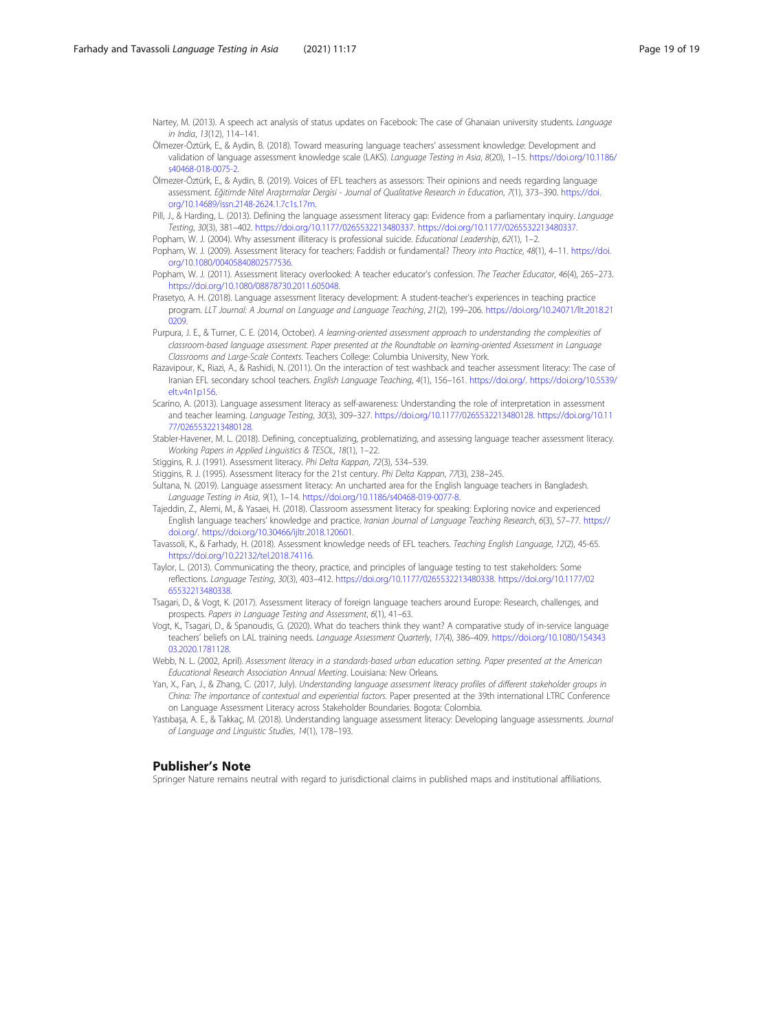Nartey, M. (2013). A speech act analysis of status updates on Facebook: The case of Ghanaian university students. *Language in India*, *13*(12), 114–141.

Ölmezer-Öztürk, E., & Aydin, B. (2018). Toward measuring language teachers' assessment knowledge: Development and validation of language assessment knowledge scale (LAKS). *Language Testing in Asia*, *8*(20), 1–15. https://doi.org/10.1186/s40468-018-0075-2.

Ölmezer-Öztürk, E., & Aydin, B. (2019). Voices of EFL teachers as assessors: Their opinions and needs regarding language assessment. *Eğitimde Nitel Araştırmalar Dergisi - Journal of Qualitative Research in Education*, *7*(1), 373–390. https://doi.org/10.14689/issn.2148-2624.1.7c1s.17m.

Pill, J., & Harding, L. (2013). Defining the language assessment literacy gap: Evidence from a parliamentary inquiry. *Language Testing*, *30*(3), 381–402. https://doi.org/10.1177/0265532213480337. https://doi.org/10.1177/0265532213480337.

Popham, W. J. (2004). Why assessment illiteracy is professional suicide. *Educational Leadership*, *62*(1), 1–2.

Popham, W. J. (2009). Assessment literacy for teachers: Faddish or fundamental? *Theory into Practice*, *48*(1), 4–11. https://doi.org/10.1080/00405840802577536.

Popham, W. J. (2011). Assessment literacy overlooked: A teacher educator's confession. *The Teacher Educator*, *46*(4), 265–273. https://doi.org/10.1080/08878730.2011.605048.

Prasetyo, A. H. (2018). Language assessment literacy development: A student-teacher's experiences in teaching practice program. *LLT Journal: A Journal on Language and Language Teaching*, *21*(2), 199–206. https://doi.org/10.24071/llt.2018.210209.

Purpura, J. E., & Turner, C. E. (2014, October). *A learning-oriented assessment approach to understanding the complexities of classroom-based language assessment. Paper presented at the Roundtable on learning-oriented Assessment in Language Classrooms and Large-Scale Contexts*. Teachers College: Columbia University, New York.

Razavipour, K., Riazi, A., & Rashidi, N. (2011). On the interaction of test washback and teacher assessment literacy: The case of Iranian EFL secondary school teachers. *English Language Teaching*, *4*(1), 156–161. https://doi.org/. https://doi.org/10.5539/elt.v4n1p156.

Scarino, A. (2013). Language assessment literacy as self-awareness: Understanding the role of interpretation in assessment and teacher learning. *Language Testing*, *30*(3), 309–327. https://doi.org/10.1177/0265532213480128. https://doi.org/10.1177/0265532213480128.

Stabler-Havener, M. L. (2018). Defining, conceptualizing, problematizing, and assessing language teacher assessment literacy. *Working Papers in Applied Linguistics & TESOL*, *18*(1), 1–22.

Stiggins, R. J. (1991). Assessment literacy. *Phi Delta Kappan*, *72*(3), 534–539.

Stiggins, R. J. (1995). Assessment literacy for the 21st century. *Phi Delta Kappan*, *77*(3), 238–245.

Sultana, N. (2019). Language assessment literacy: An uncharted area for the English language teachers in Bangladesh. *Language Testing in Asia*, *9*(1), 1–14. https://doi.org/10.1186/s40468-019-0077-8.

Tajeddin, Z., Alemi, M., & Yasaei, H. (2018). Classroom assessment literacy for speaking: Exploring novice and experienced English language teachers' knowledge and practice. *Iranian Journal of Language Teaching Research*, *6*(3), 57–77. https://doi.org/. https://doi.org/10.30466/ijltr.2018.120601.

Tavassoli, K., & Farhady, H. (2018). Assessment knowledge needs of EFL teachers. *Teaching English Language*, *12*(2), 45-65. https://doi.org/10.22132/tel.2018.74116.

Taylor, L. (2013). Communicating the theory, practice, and principles of language testing to test stakeholders: Some reflections. *Language Testing*, *30*(3), 403–412. https://doi.org/10.1177/0265532213480338. https://doi.org/10.1177/0265532213480338.

Tsagari, D., & Vogt, K. (2017). Assessment literacy of foreign language teachers around Europe: Research, challenges, and prospects. *Papers in Language Testing and Assessment*, *6*(1), 41–63.

Vogt, K., Tsagari, D., & Spanoudis, G. (2020). What do teachers think they want? A comparative study of in-service language teachers' beliefs on LAL training needs. *Language Assessment Quarterly*, *17*(4), 386–409. https://doi.org/10.1080/15434303.2020.1781128.

Webb, N. L. (2002, April). *Assessment literacy in a standards-based urban education setting. Paper presented at the American Educational Research Association Annual Meeting*. Louisiana: New Orleans.

Yan, X., Fan, J., & Zhang, C. (2017, July). *Understanding language assessment literacy profiles of different stakeholder groups in China: The importance of contextual and experiential factors*. Paper presented at the 39th international LTRC Conference on Language Assessment Literacy across Stakeholder Boundaries. Bogota: Colombia.

Yastıbaşa, A. E., & Takkaç, M. (2018). Understanding language assessment literacy: Developing language assessments. *Journal of Language and Linguistic Studies*, *14*(1), 178–193.

## Publisher's Note

Springer Nature remains neutral with regard to jurisdictional claims in published maps and institutional affiliations.